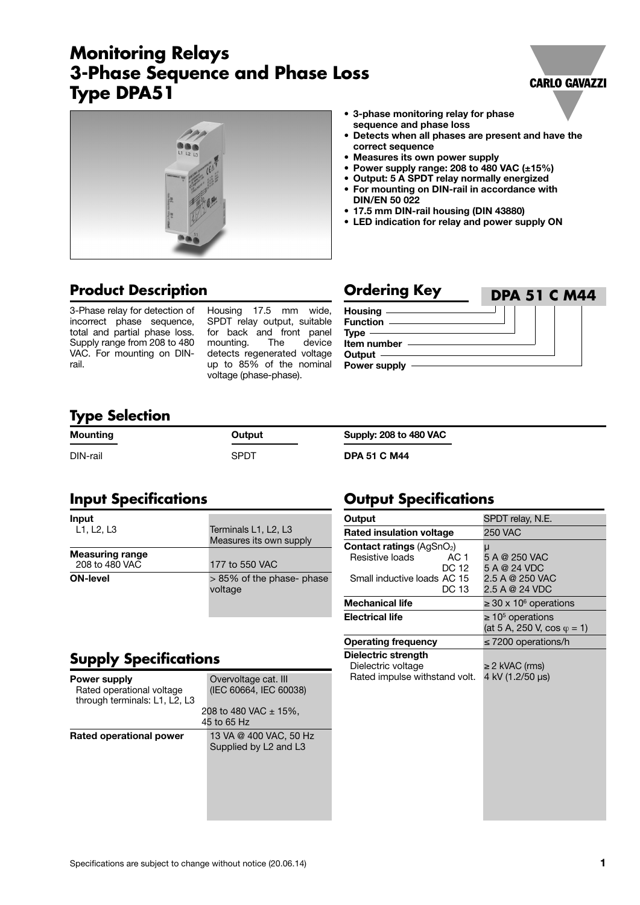# Monitoring Relays
# 3-Phase Sequence and Phase Loss
# Type DPA51

CARLO GAVAZZI

- **3-phase monitoring relay for phase sequence and phase loss**
- **Detects when all phases are present and have the correct sequence**
- **Measures its own power supply**
- **Power supply range: 208 to 480 VAC (±15%)**
- **Output: 5 A SPDT relay normally energized**
- **For mounting on DIN-rail in accordance with DIN/EN 50 022**
- **17.5 mm DIN-rail housing (DIN 43880)**
- **LED indication for relay and power supply ON**

## Product Description

3-Phase relay for detection of incorrect phase sequence, total and partial phase loss. Supply range from 208 to 480 VAC. For mounting on DIN-rail.

Housing 17.5 mm wide, SPDT relay output, suitable for back and front panel mounting. The device detects regenerated voltage up to 85% of the nominal voltage (phase-phase).

## Ordering Key

**DPA 51 C M44**

- Housing
- Function
- Type
- Item number
- Output
- Power supply

## Type Selection

| Mounting | Output | Supply: 208 to 480 VAC |
|---|---|---|
| DIN-rail | SPDT | **DPA 51 C M44** |

## Input Specifications

| | |
|---|---|
| **Input** L1, L2, L3 | Terminals L1, L2, L3 Measures its own supply |
| **Measuring range** 208 to 480 VAC | 177 to 550 VAC |
| **ON-level** | > 85% of the phase- phase voltage |

## Supply Specifications

| | |
|---|---|
| **Power supply** | Overvoltage cat. III (IEC 60664, IEC 60038) |
| Rated operational voltage through terminals: L1, L2, L3 | 208 to 480 VAC ± 15%, 45 to 65 Hz |
| **Rated operational power** | 13 VA @ 400 VAC, 50 Hz Supplied by L2 and L3 |

## Output Specifications

| | | |
|---|---|---|
| **Output** | | SPDT relay, N.E. |
| **Rated insulation voltage** | | 250 VAC |
| **Contact ratings** ($AgSnO_2$) | | μ |
| Resistive loads | AC 1 | 5 A @ 250 VAC |
| | DC 12 | 5 A @ 24 VDC |
| Small inductive loads | AC 15 | 2.5 A @ 250 VAC |
| | DC 13 | 2.5 A @ 24 VDC |
| **Mechanical life** | | ≥ 30 x $10^6$ operations |
| **Electrical life** | | ≥ $10^5$ operations (at 5 A, 250 V, cos $\varphi$ = 1) |
| **Operating frequency** | | ≤ 7200 operations/h |
| **Dielectric strength** | | |
| Dielectric voltage | | ≥ 2 kVAC (rms) |
| Rated impulse withstand volt. | | 4 kV (1.2/50 μs) |

Specifications are subject to change without notice (20.06.14)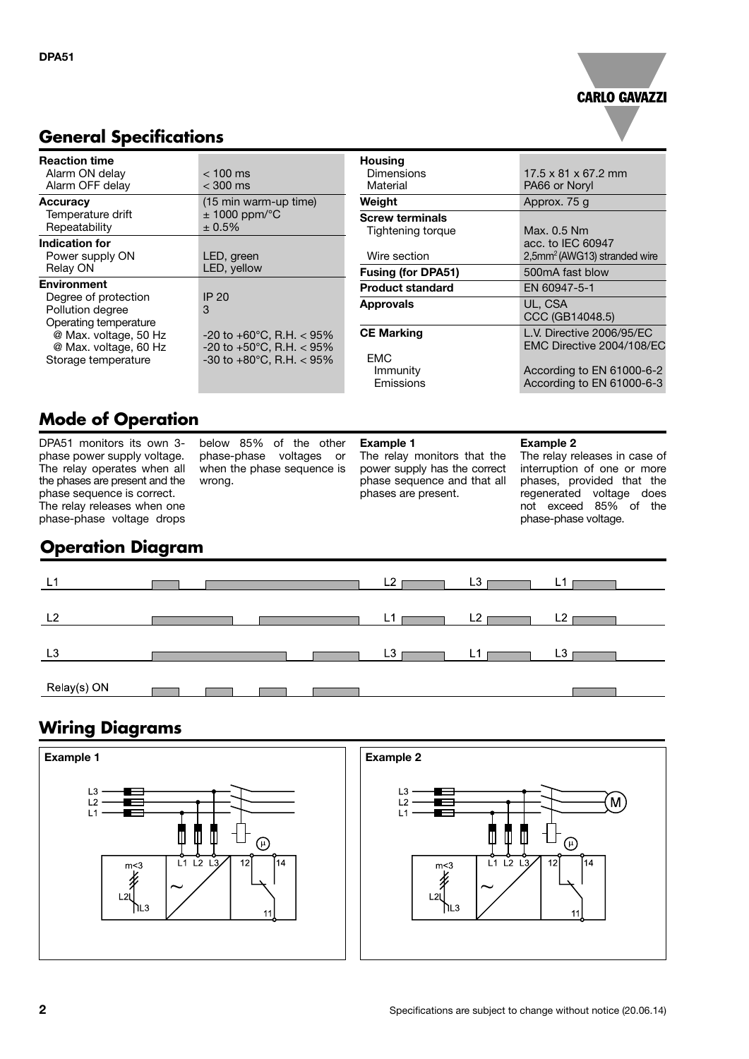## General Specifications

| | |
|---|---|
| **Reaction time** | |
| Alarm ON delay | < 100 ms |
| Alarm OFF delay | < 300 ms |
| **Accuracy** | (15 min warm-up time) |
| Temperature drift | ± 1000 ppm/°C |
| Repeatability | ± 0.5% |
| **Indication for** | |
| Power supply ON | LED, green |
| Relay ON | LED, yellow |
| **Environment** | |
| Degree of protection | IP 20 |
| Pollution degree | 3 |
| Operating temperature | |
| @ Max. voltage, 50 Hz | -20 to +60°C, R.H. < 95% |
| @ Max. voltage, 60 Hz | -20 to +50°C, R.H. < 95% |
| Storage temperature | -30 to +80°C, R.H. < 95% |

| | |
|---|---|
| **Housing** | |
| Dimensions | 17.5 x 81 x 67.2 mm |
| Material | PA66 or Noryl |
| **Weight** | Approx. 75 g |
| **Screw terminals** | |
| Tightening torque | Max. 0.5 Nm acc. to IEC 60947 |
| Wire section | 2,5mm² (AWG13) stranded wire |
| **Fusing (for DPA51)** | 500mA fast blow |
| **Product standard** | EN 60947-5-1 |
| **Approvals** | UL, CSA CCC (GB14048.5) |
| **CE Marking** | L.V. Directive 2006/95/EC EMC Directive 2004/108/EC |
| EMC | |
| Immunity | According to EN 61000-6-2 |
| Emissions | According to EN 61000-6-3 |

## Mode of Operation

DPA51 monitors its own 3-phase power supply voltage. The relay operates when all the phases are present and the phase sequence is correct. The relay releases when one phase-phase voltage drops below 85% of the other phase-phase voltages or when the phase sequence is wrong.

**Example 1**
The relay monitors that the power supply has the correct phase sequence and that all phases are present.

**Example 2**
The relay releases in case of interruption of one or more phases, provided that the regenerated voltage does not exceed 85% of the phase-phase voltage.

## Operation Diagram

L1 | L2 | L3 | Relay(s) ON

L2, L1, L3 | L3, L2, L1 | L1, L2, L3

## Wiring Diagrams

**Example 1**

L3, L2, L1, m<3, L2, L3, L1, L2, L3, 12, 14, 11, μ

**Example 2**

L3, L2, L1, M, m<3, L2, L3, L1, L2, L3, 12, 14, 11, μ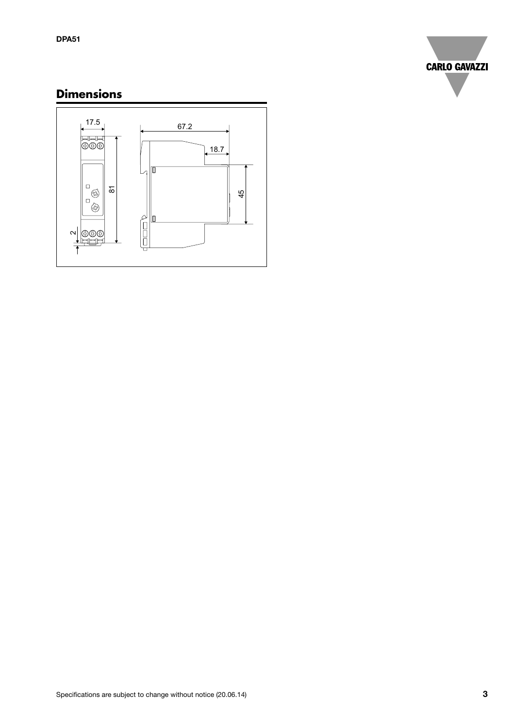## Dimensions

17.5

67.2

18.7

81

45

2